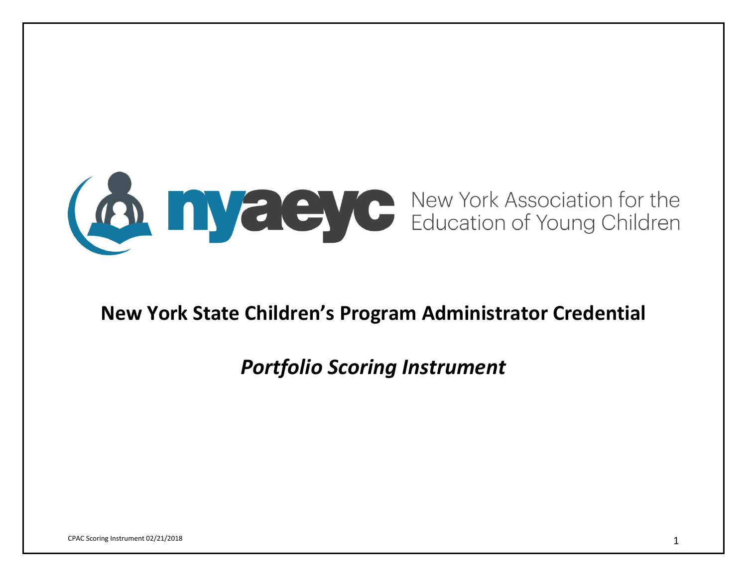nyaeyc New York Association for the Education of Young Children

# New York State Children's Program Administrator Credential

## *Portfolio Scoring Instrument*

CPAC Scoring Instrument 02/21/2018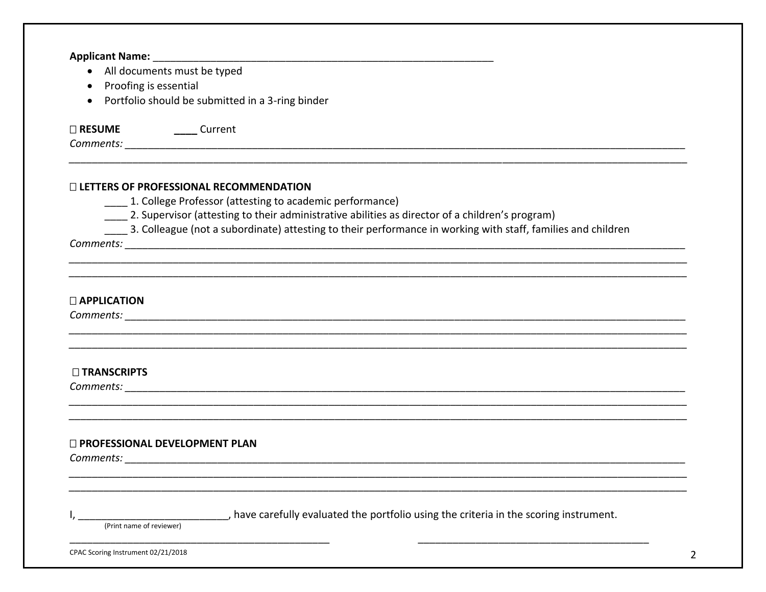**Applicant Name:** ____________________________________________________________

- All documents must be typed
- Proofing is essential
- Portfolio should be submitted in a 3-ring binder

☐ **RESUME** ____ Current

*Comments:* ____________________________________________________________________________________________________

____________________________________________________________________________________________________________

☐ **LETTERS OF PROFESSIONAL RECOMMENDATION**

____ 1. College Professor (attesting to academic performance)

____ 2. Supervisor (attesting to their administrative abilities as director of a children's program)

____ 3. Colleague (not a subordinate) attesting to their performance in working with staff, families and children

*Comments:* ____________________________________________________________________________________________________

____________________________________________________________________________________________________________

____________________________________________________________________________________________________________

☐ **APPLICATION**

*Comments:* ____________________________________________________________________________________________________

____________________________________________________________________________________________________________

____________________________________________________________________________________________________________

☐ **TRANSCRIPTS**

*Comments:* ____________________________________________________________________________________________________

____________________________________________________________________________________________________________

____________________________________________________________________________________________________________

☐ **PROFESSIONAL DEVELOPMENT PLAN**

*Comments:* ____________________________________________________________________________________________________

____________________________________________________________________________________________________________

____________________________________________________________________________________________________________

I, _________________________, have carefully evaluated the portfolio using the criteria in the scoring instrument.
(Print name of reviewer)

_______________________________________________ _________________________________________

CPAC Scoring Instrument 02/21/2018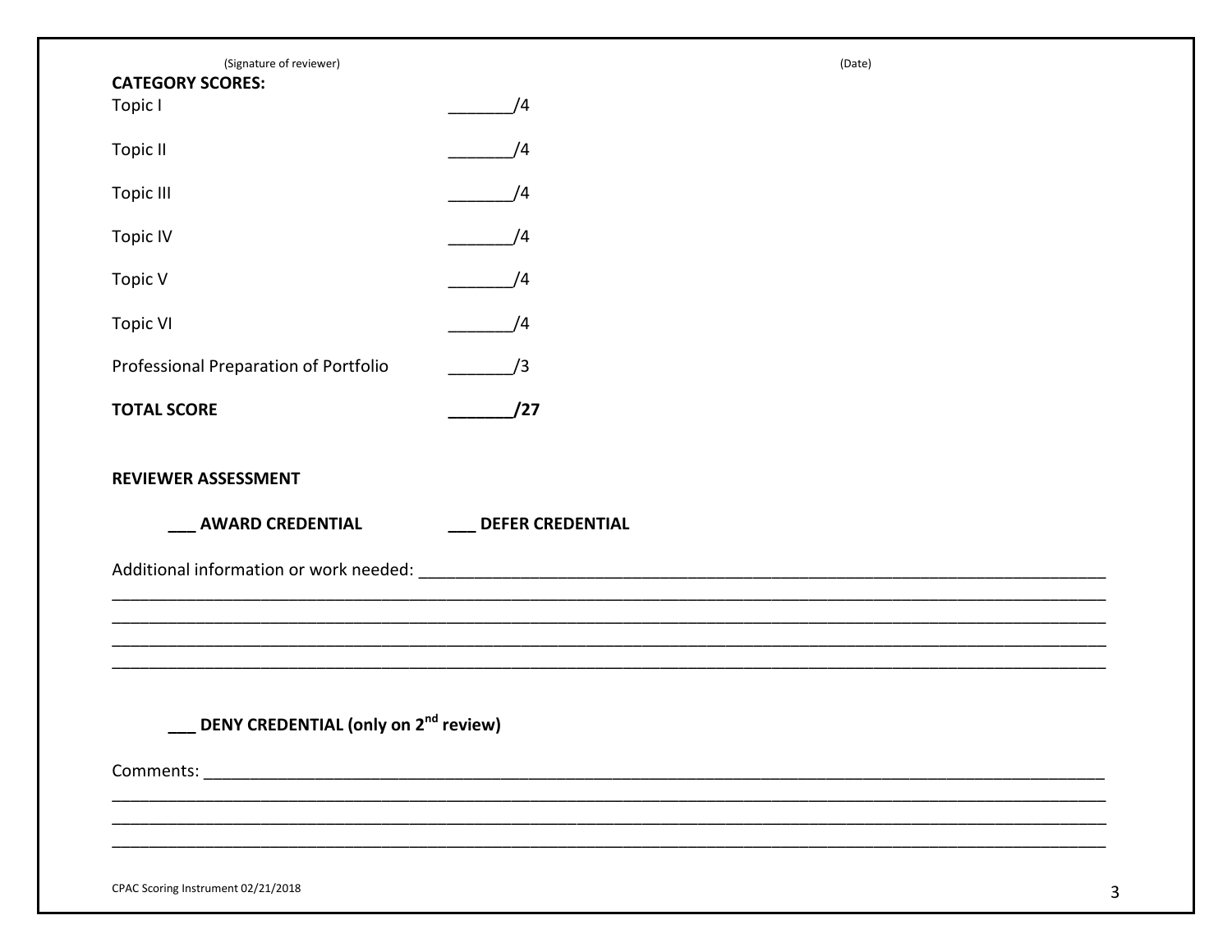(Signature of reviewer) (Date)

**CATEGORY SCORES:**

| | |
|---|---|
| Topic I | _______/4 |
| Topic II | _______/4 |
| Topic III | _______/4 |
| Topic IV | _______/4 |
| Topic V | _______/4 |
| Topic VI | _______/4 |
| Professional Preparation of Portfolio | _______/3 |
| **TOTAL SCORE** | **_______/27** |

**REVIEWER ASSESSMENT**

**___ AWARD CREDENTIAL** **___ DEFER CREDENTIAL**

Additional information or work needed: ______________________________________________________________________________
______________________________________________________________________________________________________________
______________________________________________________________________________________________________________
______________________________________________________________________________________________________________
______________________________________________________________________________________________________________

**___ DENY CREDENTIAL (only on 2nd review)**

Comments: ______________________________________________________________________________________________
______________________________________________________________________________________________________________
______________________________________________________________________________________________________________
______________________________________________________________________________________________________________

CPAC Scoring Instrument 02/21/2018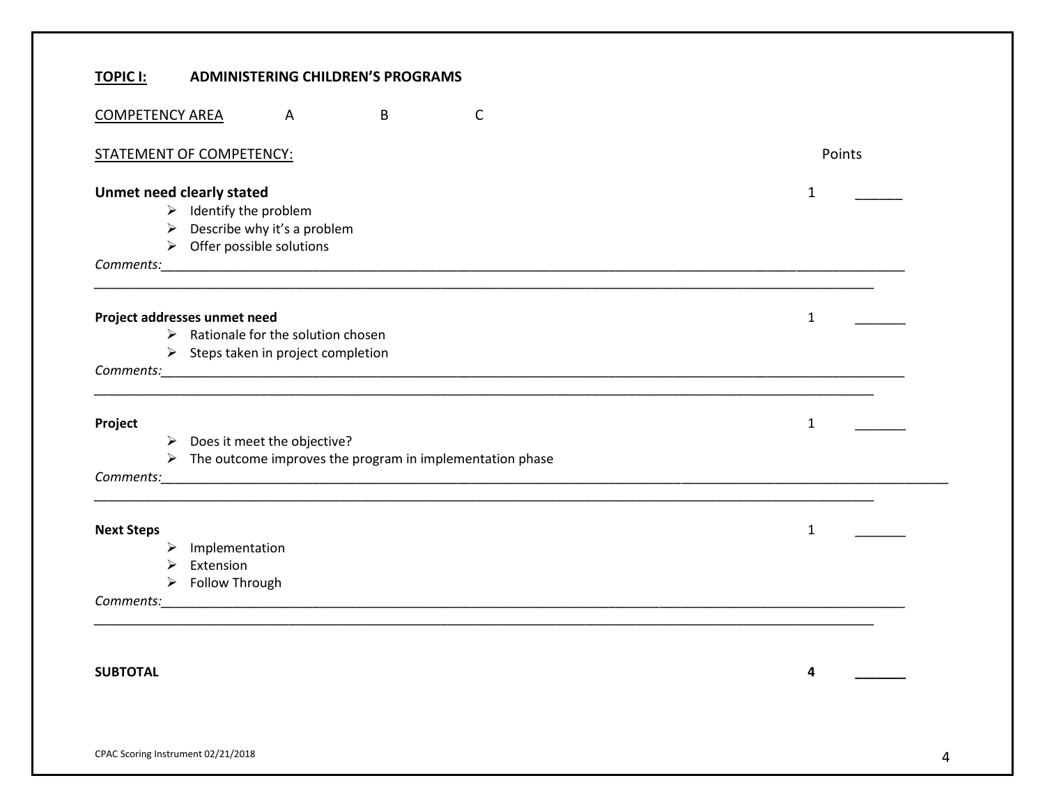**TOPIC I:** **ADMINISTERING CHILDREN'S PROGRAMS**

COMPETENCY AREA A B C

STATEMENT OF COMPETENCY: Points

**Unmet need clearly stated** 1 ______

- Identify the problem
- Describe why it's a problem
- Offer possible solutions

*Comments:*______________________________________________________________________________

______________________________________________________________________________

**Project addresses unmet need** 1 _______

- Rationale for the solution chosen
- Steps taken in project completion

*Comments:*______________________________________________________________________________

______________________________________________________________________________

**Project** 1 _______

- Does it meet the objective?
- The outcome improves the program in implementation phase

*Comments:*______________________________________________________________________________

______________________________________________________________________________

**Next Steps** 1 _______

- Implementation
- Extension
- Follow Through

*Comments:*______________________________________________________________________________

______________________________________________________________________________

**SUBTOTAL** **4** _______

CPAC Scoring Instrument 02/21/2018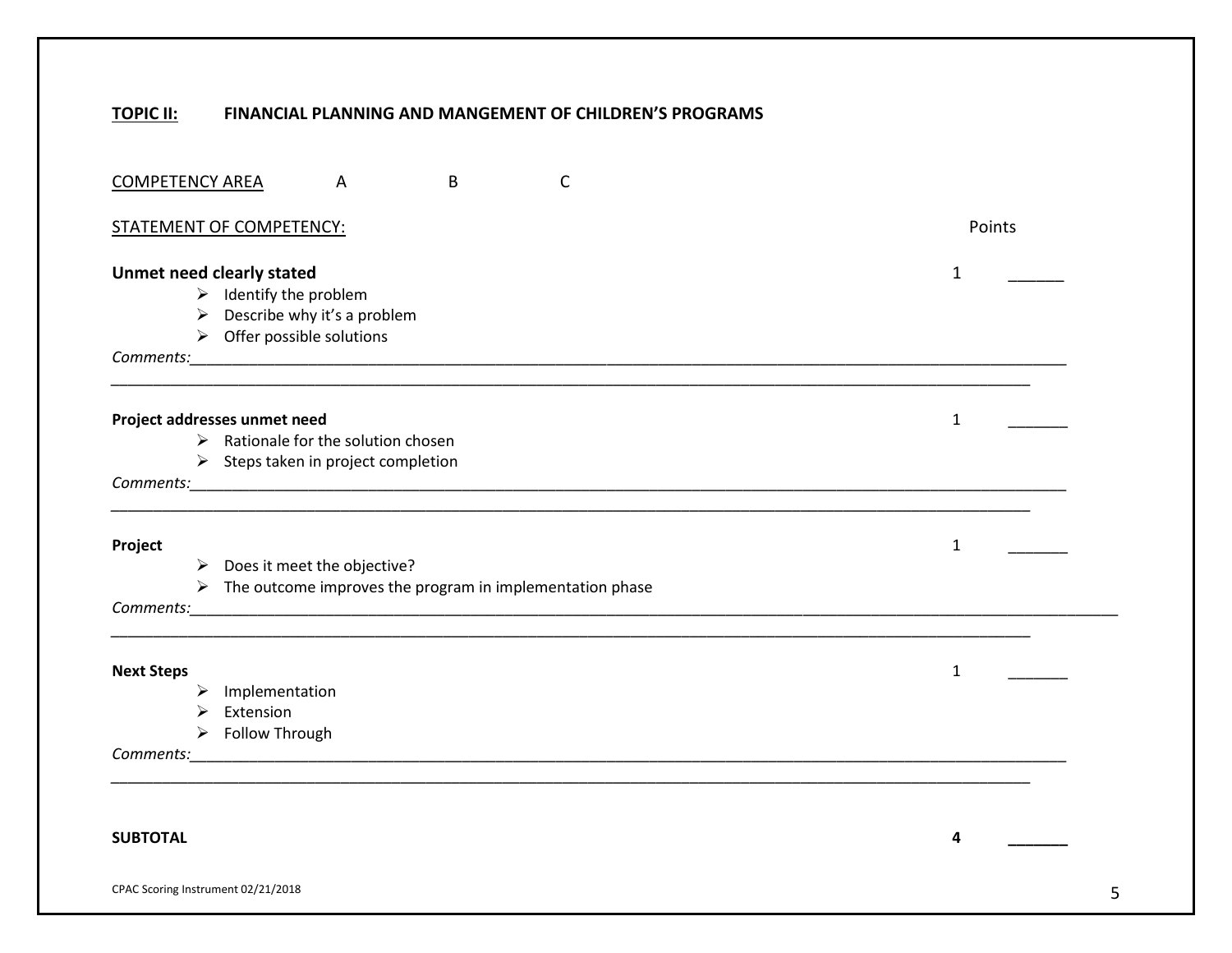**<u>TOPIC II:</u>** **FINANCIAL PLANNING AND MANGEMENT OF CHILDREN'S PROGRAMS**

<u>COMPETENCY AREA</u> A B C

<u>STATEMENT OF COMPETENCY:</u> Points

**Unmet need clearly stated** 1 ______

- ➢ Identify the problem
- ➢ Describe why it's a problem
- ➢ Offer possible solutions

*Comments:*___________________________________________________________________________________________

_____________________________________________________________________________________________________

**Project addresses unmet need** 1 _______

- ➢ Rationale for the solution chosen
- ➢ Steps taken in project completion

*Comments:*___________________________________________________________________________________________

_____________________________________________________________________________________________________

**Project** 1 _______

- ➢ Does it meet the objective?
- ➢ The outcome improves the program in implementation phase

*Comments:*___________________________________________________________________________________________

_____________________________________________________________________________________________________

**Next Steps** 1 _______

- ➢ Implementation
- ➢ Extension
- ➢ Follow Through

*Comments:*___________________________________________________________________________________________

_____________________________________________________________________________________________________

**SUBTOTAL** **4** _______

CPAC Scoring Instrument 02/21/2018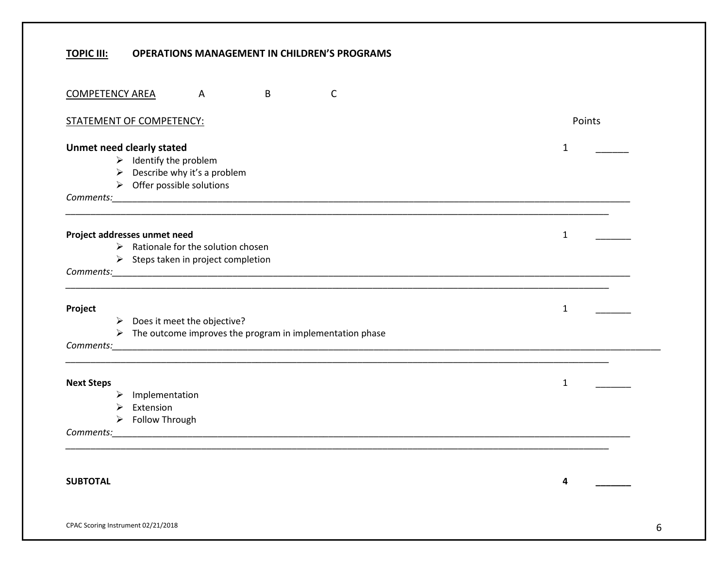**TOPIC III:** **OPERATIONS MANAGEMENT IN CHILDREN'S PROGRAMS**

COMPETENCY AREA A B C

STATEMENT OF COMPETENCY: Points

**Unmet need clearly stated** 1 ______

- Identify the problem
- Describe why it's a problem
- Offer possible solutions

*Comments:*______________________________________________________________________________________________

______________________________________________________________________________________________________

**Project addresses unmet need** 1 _______

- Rationale for the solution chosen
- Steps taken in project completion

*Comments:*______________________________________________________________________________________________

______________________________________________________________________________________________________

**Project** 1 _______

- Does it meet the objective?
- The outcome improves the program in implementation phase

*Comments:*______________________________________________________________________________________________

______________________________________________________________________________________________________

**Next Steps** 1 _______

- Implementation
- Extension
- Follow Through

*Comments:*______________________________________________________________________________________________

______________________________________________________________________________________________________

**SUBTOTAL** **4** _______

CPAC Scoring Instrument 02/21/2018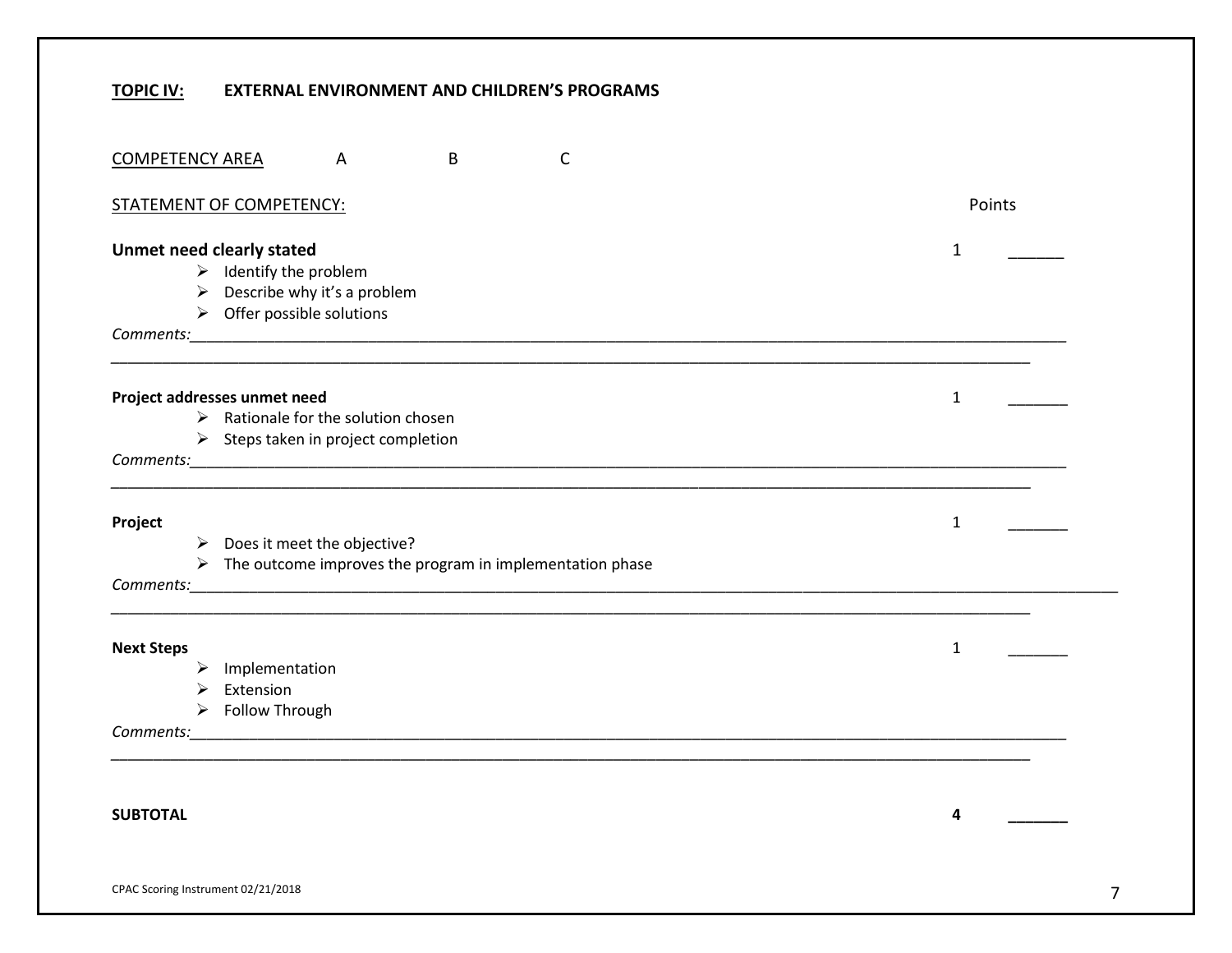**<u>TOPIC IV:</u>** **EXTERNAL ENVIRONMENT AND CHILDREN'S PROGRAMS**

<u>COMPETENCY AREA</u> A B C

<u>STATEMENT OF COMPETENCY:</u> Points

**Unmet need clearly stated** 1 ______

- Identify the problem
- Describe why it's a problem
- Offer possible solutions

*Comments:*______________________________________________________________________________
______________________________________________________________________________________

**Project addresses unmet need** 1 _______

- Rationale for the solution chosen
- Steps taken in project completion

*Comments:*______________________________________________________________________________
______________________________________________________________________________________

**Project** 1 _______

- Does it meet the objective?
- The outcome improves the program in implementation phase

*Comments:*______________________________________________________________________________
______________________________________________________________________________________

**Next Steps** 1 _______

- Implementation
- Extension
- Follow Through

*Comments:*______________________________________________________________________________
______________________________________________________________________________________

**SUBTOTAL** **4** **_______**

CPAC Scoring Instrument 02/21/2018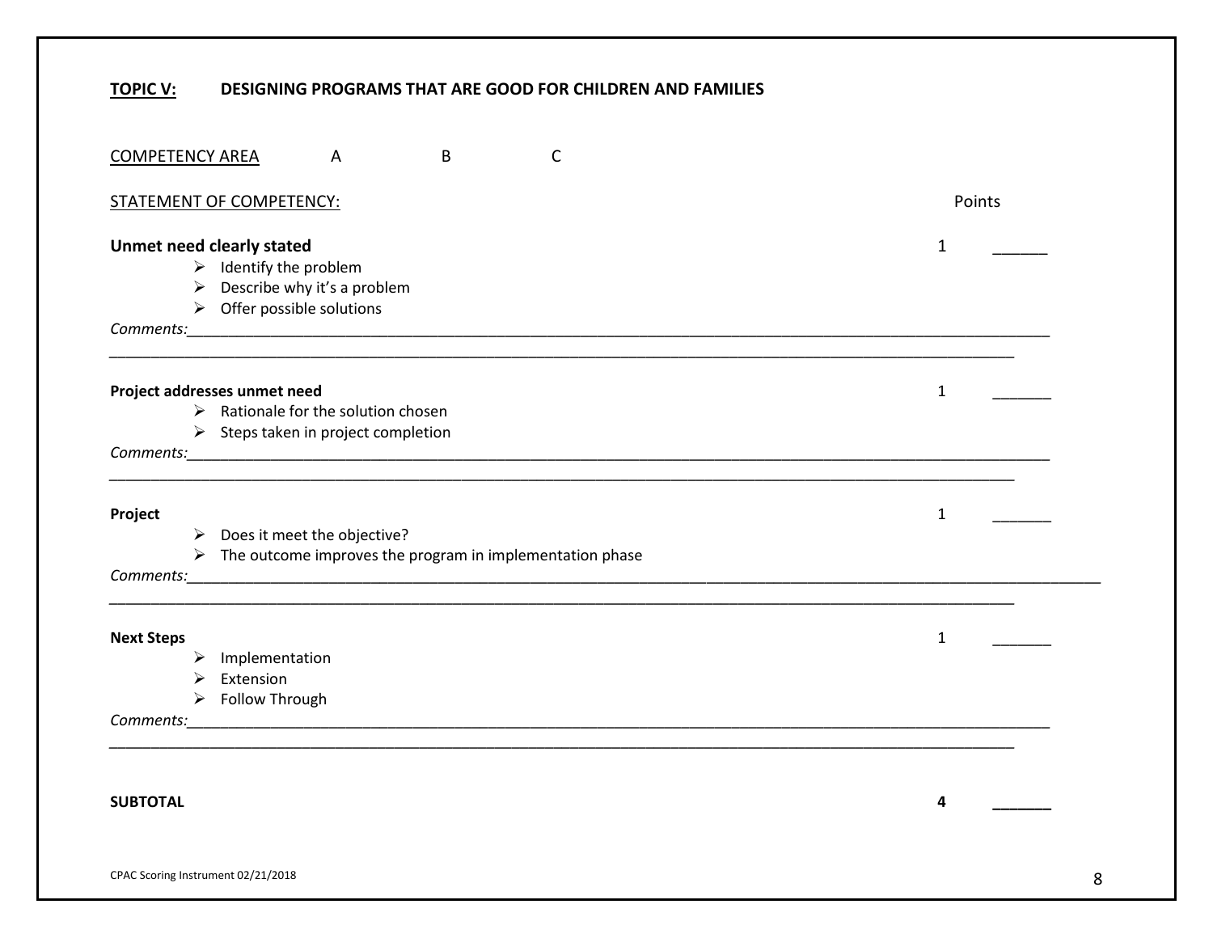**TOPIC V:** **DESIGNING PROGRAMS THAT ARE GOOD FOR CHILDREN AND FAMILIES**

COMPETENCY AREA A B C

STATEMENT OF COMPETENCY: Points

**Unmet need clearly stated** 1 ______

- Identify the problem
- Describe why it's a problem
- Offer possible solutions

*Comments:*______________________________________________________________________________

______________________________________________________________________________

**Project addresses unmet need** 1 _______

- Rationale for the solution chosen
- Steps taken in project completion

*Comments:*______________________________________________________________________________

______________________________________________________________________________

**Project** 1 _______

- Does it meet the objective?
- The outcome improves the program in implementation phase

*Comments:*______________________________________________________________________________

______________________________________________________________________________

**Next Steps** 1 _______

- Implementation
- Extension
- Follow Through

*Comments:*______________________________________________________________________________

______________________________________________________________________________

**SUBTOTAL** **4** _______

CPAC Scoring Instrument 02/21/2018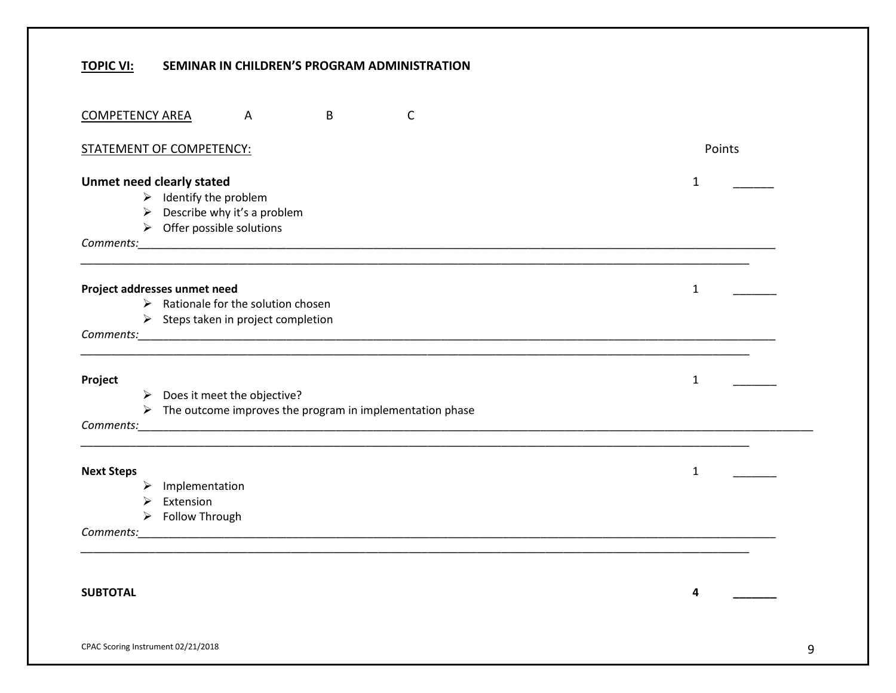**<u>TOPIC VI:</u>** **SEMINAR IN CHILDREN'S PROGRAM ADMINISTRATION**

<u>COMPETENCY AREA</u> A B C

<u>STATEMENT OF COMPETENCY:</u> Points

**Unmet need clearly stated** 1 ______

- Identify the problem
- Describe why it's a problem
- Offer possible solutions

*Comments:*______________________________________________________________________________

______________________________________________________________________________________

**Project addresses unmet need** 1 _______

- Rationale for the solution chosen
- Steps taken in project completion

*Comments:*______________________________________________________________________________

______________________________________________________________________________________

**Project** 1 _______

- Does it meet the objective?
- The outcome improves the program in implementation phase

*Comments:*______________________________________________________________________________

______________________________________________________________________________________

**Next Steps** 1 _______

- Implementation
- Extension
- Follow Through

*Comments:*______________________________________________________________________________

______________________________________________________________________________________

**SUBTOTAL** **4** _______

CPAC Scoring Instrument 02/21/2018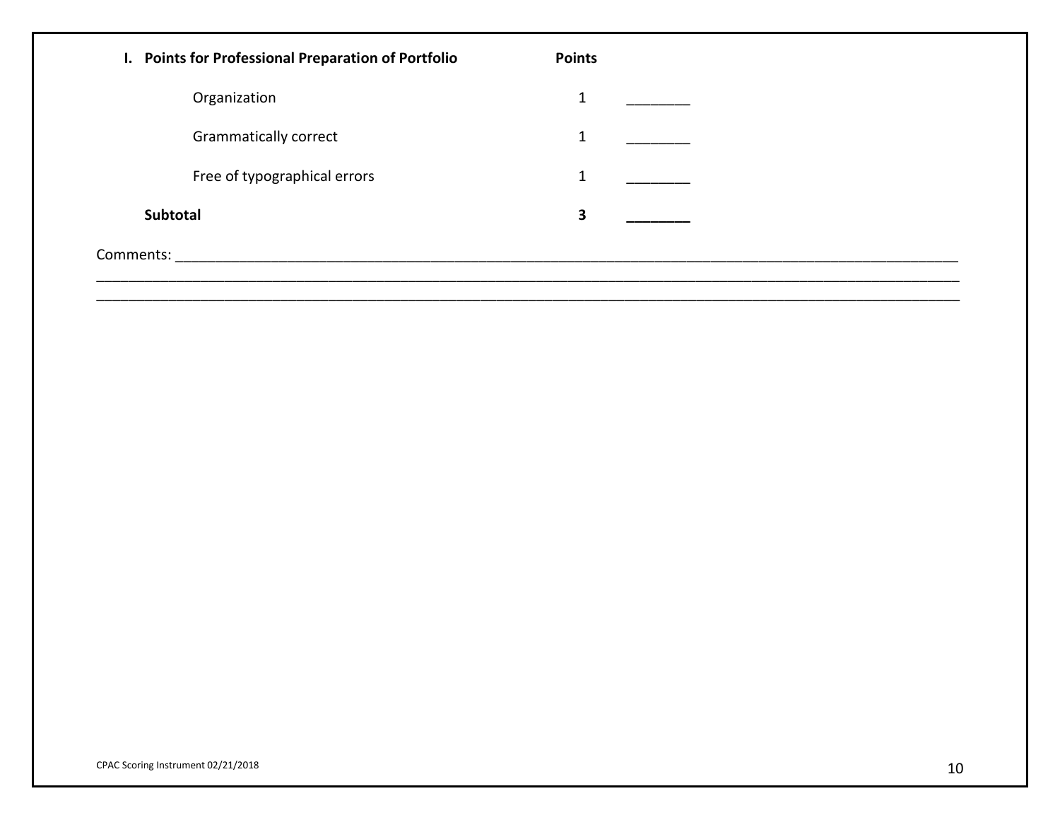## I. Points for Professional Preparation of Portfolio

| | Points | |
|---|---|---|
| Organization | 1 | ________ |
| Grammatically correct | 1 | ________ |
| Free of typographical errors | 1 | ________ |
| **Subtotal** | **3** | ________ |

Comments: ____________________________________________________________________________________________
____________________________________________________________________________________________________
____________________________________________________________________________________________________

CPAC Scoring Instrument 02/21/2018